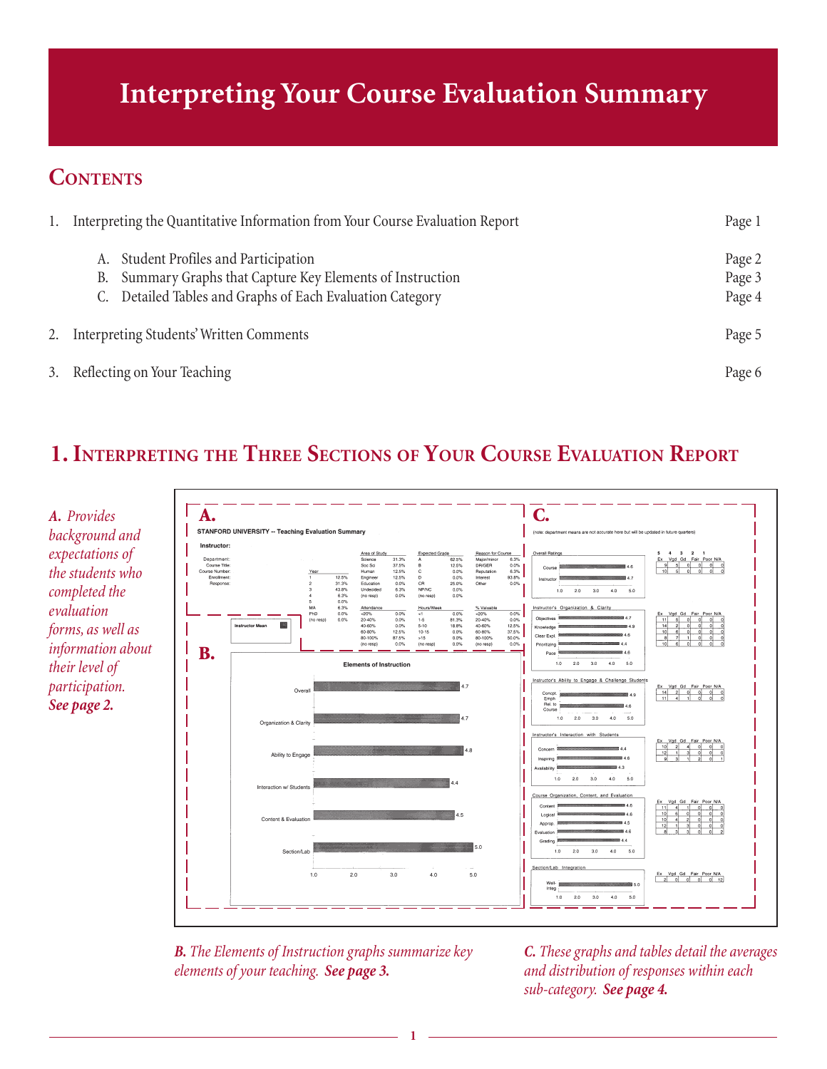# Interpreting Your Course Evaluation Summary

## Contents

| | | |
|---|---|---|
| 1. | Interpreting the Quantitative Information from Your Course Evaluation Report | Page 1 |
| | A. Student Profiles and Participation | Page 2 |
| | B. Summary Graphs that Capture Key Elements of Instruction | Page 3 |
| | C. Detailed Tables and Graphs of Each Evaluation Category | Page 4 |
| 2. | Interpreting Students' Written Comments | Page 5 |
| 3. | Reflecting on Your Teaching | Page 6 |

## 1. Interpreting the Three Sections of Your Course Evaluation Report

*A. Provides background and expectations of the students who completed the evaluation forms, as well as information about their level of participation.* ***See page 2.***

*B. The Elements of Instruction graphs summarize key elements of your teaching.* ***See page 3.***

*C. These graphs and tables detail the averages and distribution of responses within each sub-category.* ***See page 4.***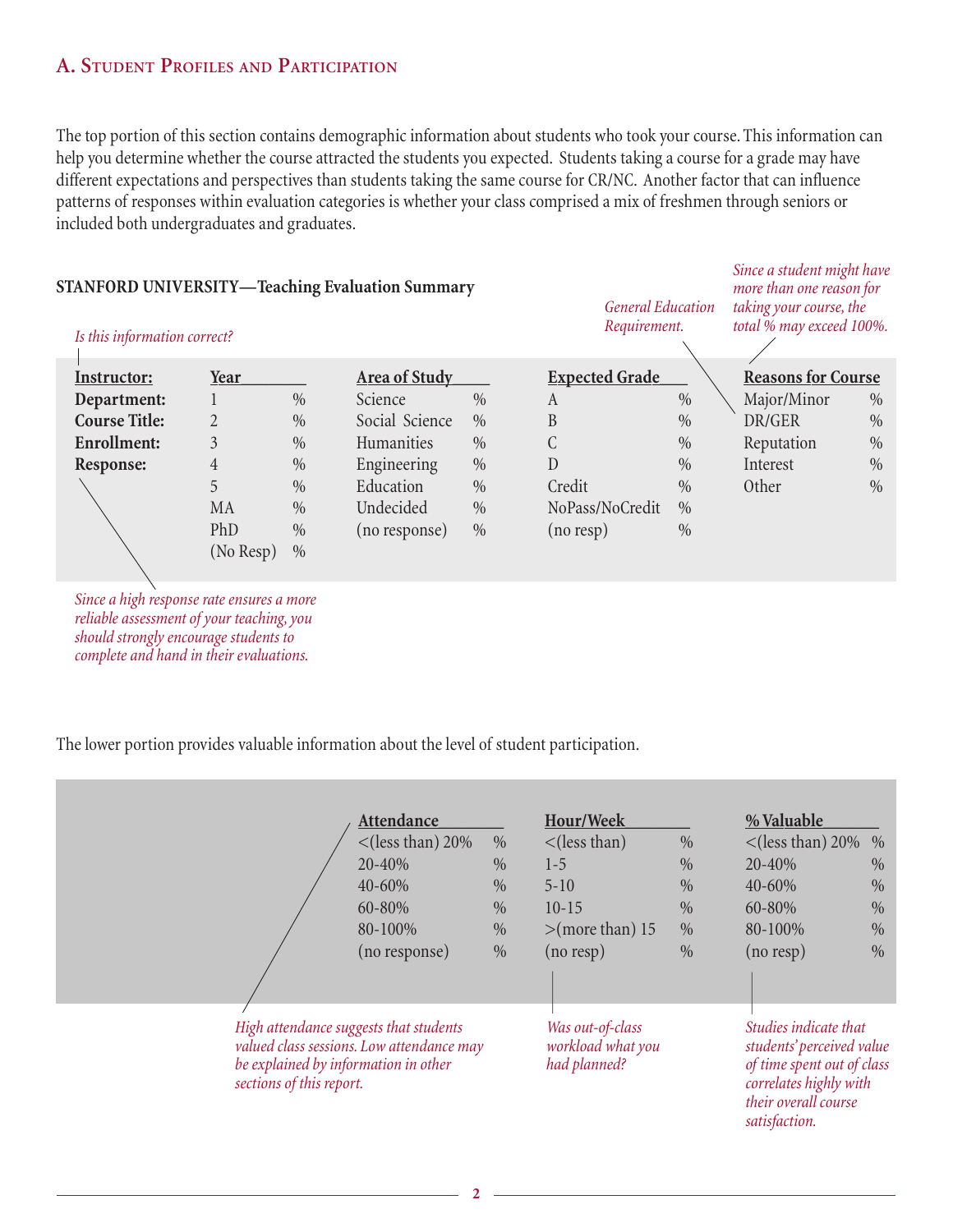## A. Student Profiles and Participation

The top portion of this section contains demographic information about students who took your course. This information can help you determine whether the course attracted the students you expected. Students taking a course for a grade may have different expectations and perspectives than students taking the same course for CR/NC. Another factor that can influence patterns of responses within evaluation categories is whether your class comprised a mix of freshmen through seniors or included both undergraduates and graduates.

**STANFORD UNIVERSITY—Teaching Evaluation Summary**

*Is this information correct?*

*General Education Requirement.*

*Since a student might have more than one reason for taking your course, the total % may exceed 100%.*

| | Year | | Area of Study | | Expected Grade | | Reasons for Course | |
|---|---|---|---|---|---|---|---|---|
| **Instructor:** | | | | | | | | |
| **Department:** | 1 | % | Science | % | A | % | Major/Minor | % |
| **Course Title:** | 2 | % | Social Science | % | B | % | DR/GER | % |
| **Enrollment:** | 3 | % | Humanities | % | C | % | Reputation | % |
| **Response:** | 4 | % | Engineering | % | D | % | Interest | % |
| | 5 | % | Education | % | Credit | % | Other | % |
| | MA | % | Undecided | % | NoPass/NoCredit | % | | |
| | PhD | % | (no response) | % | (no resp) | % | | |
| | (No Resp) | % | | | | | | |

*Since a high response rate ensures a more reliable assessment of your teaching, you should strongly encourage students to complete and hand in their evaluations.*

The lower portion provides valuable information about the level of student participation.

| Attendance | | Hour/Week | | % Valuable | |
|---|---|---|---|---|---|
| <(less than) 20% | % | <(less than) | % | <(less than) 20% | % |
| 20-40% | % | 1-5 | % | 20-40% | % |
| 40-60% | % | 5-10 | % | 40-60% | % |
| 60-80% | % | 10-15 | % | 60-80% | % |
| 80-100% | % | >(more than) 15 | % | 80-100% | % |
| (no response) | % | (no resp) | % | (no resp) | % |

*High attendance suggests that students valued class sessions. Low attendance may be explained by information in other sections of this report.*

*Was out-of-class workload what you had planned?*

*Studies indicate that students' perceived value of time spent out of class correlates highly with their overall course satisfaction.*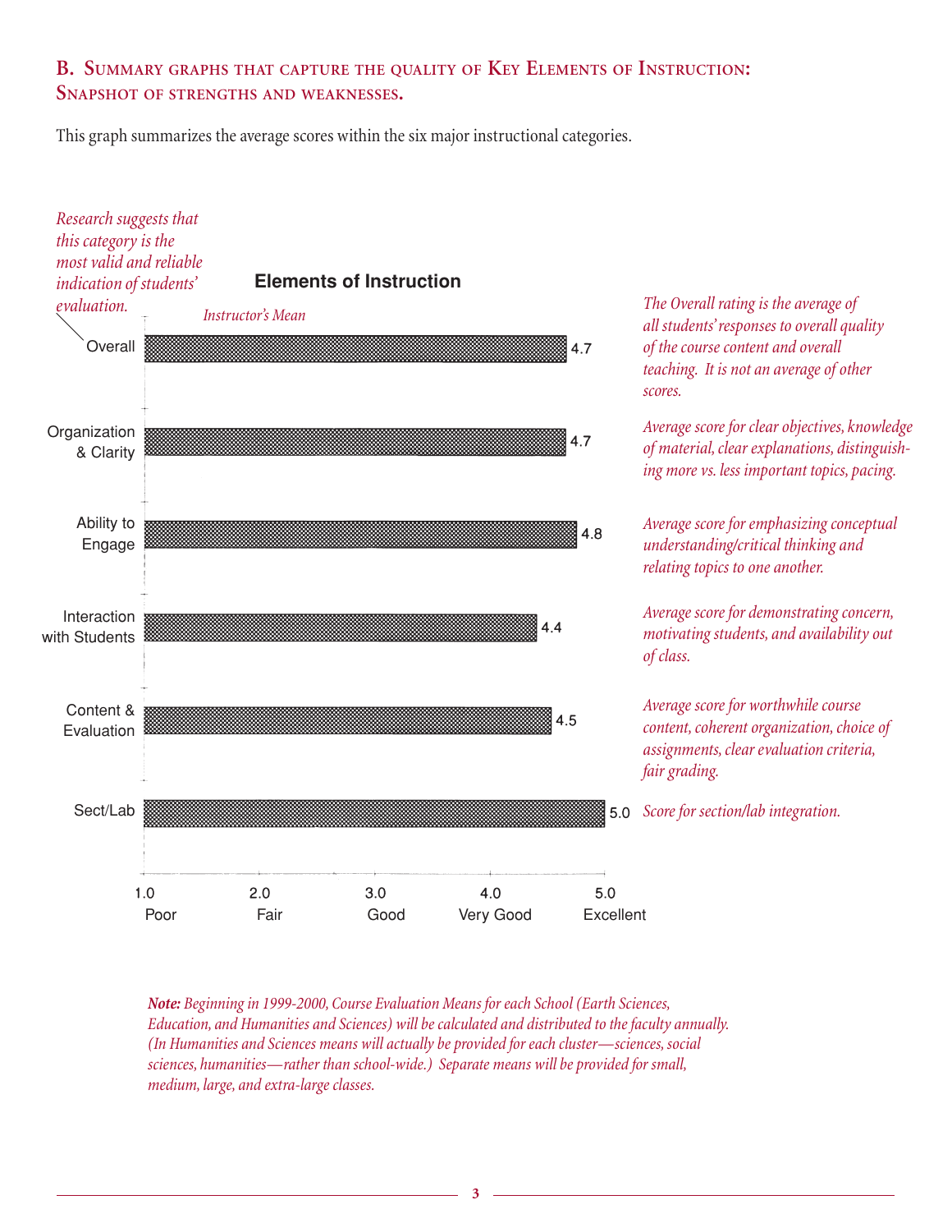## B. Summary graphs that capture the quality of Key Elements of Instruction: Snapshot of strengths and weaknesses.

This graph summarizes the average scores within the six major instructional categories.

*Research suggests that this category is the most valid and reliable indication of students' evaluation.*

**Elements of Instruction**

*Instructor's Mean*

| Category | Instructor's Mean | Description |
|---|---|---|
| Overall | 4.7 | *The Overall rating is the average of all students' responses to overall quality of the course content and overall teaching. It is not an average of other scores.* |
| Organization & Clarity | 4.7 | *Average score for clear objectives, knowledge of material, clear explanations, distinguishing more vs. less important topics, pacing.* |
| Ability to Engage | 4.8 | *Average score for emphasizing conceptual understanding/critical thinking and relating topics to one another.* |
| Interaction with Students | 4.4 | *Average score for demonstrating concern, motivating students, and availability out of class.* |
| Content & Evaluation | 4.5 | *Average score for worthwhile course content, coherent organization, choice of assignments, clear evaluation criteria, fair grading.* |
| Sect/Lab | 5.0 | *Score for section/lab integration.* |

Scale: 1.0 Poor, 2.0 Fair, 3.0 Good, 4.0 Very Good, 5.0 Excellent

***Note:*** *Beginning in 1999-2000, Course Evaluation Means for each School (Earth Sciences, Education, and Humanities and Sciences) will be calculated and distributed to the faculty annually. (In Humanities and Sciences means will actually be provided for each cluster—sciences, social sciences, humanities—rather than school-wide.) Separate means will be provided for small, medium, large, and extra-large classes.*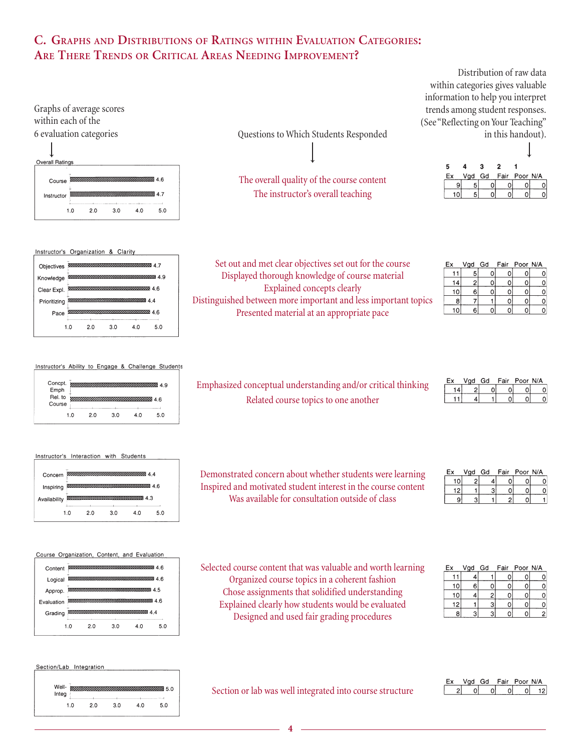## C. Graphs and Distributions of Ratings within Evaluation Categories: Are There Trends or Critical Areas Needing Improvement?

Graphs of average scores within each of the 6 evaluation categories

Questions to Which Students Responded

Distribution of raw data within categories gives valuable information to help you interpret trends among student responses. (See "Reflecting on Your Teaching" in this handout).

### Overall Ratings

| Category | Average | Question | 5 Ex | 4 Vgd | 3 Gd | 2 Fair | 1 Poor | N/A |
|---|---|---|---|---|---|---|---|---|
| Course | 4.6 | The overall quality of the course content | 9 | 5 | 0 | 0 | 0 | 0 |
| Instructor | 4.7 | The instructor's overall teaching | 10 | 5 | 0 | 0 | 0 | 0 |

### Instructor's Organization & Clarity

| Category | Average | Question | Ex | Vgd | Gd | Fair | Poor | N/A |
|---|---|---|---|---|---|---|---|---|
| Objectives | 4.7 | Set out and met clear objectives set out for the course | 11 | 5 | 0 | 0 | 0 | 0 |
| Knowledge | 4.9 | Displayed thorough knowledge of course material | 14 | 2 | 0 | 0 | 0 | 0 |
| Clear Expl. | 4.6 | Explained concepts clearly | 10 | 6 | 0 | 0 | 0 | 0 |
| Prioritizing | 4.4 | Distinguished between more important and less important topics | 8 | 7 | 1 | 0 | 0 | 0 |
| Pace | 4.6 | Presented material at an appropriate pace | 10 | 6 | 0 | 0 | 0 | 0 |

### Instructor's Ability to Engage & Challenge Students

| Category | Average | Question | Ex | Vgd | Gd | Fair | Poor | N/A |
|---|---|---|---|---|---|---|---|---|
| Concpt. Emph | 4.9 | Emphasized conceptual understanding and/or critical thinking | 14 | 2 | 0 | 0 | 0 | 0 |
| Rel. to Course | 4.6 | Related course topics to one another | 11 | 4 | 1 | 0 | 0 | 0 |

### Instructor's Interaction with Students

| Category | Average | Question | Ex | Vgd | Gd | Fair | Poor | N/A |
|---|---|---|---|---|---|---|---|---|
| Concern | 4.4 | Demonstrated concern about whether students were learning | 10 | 2 | 4 | 0 | 0 | 0 |
| Inspiring | 4.6 | Inspired and motivated student interest in the course content | 12 | 1 | 3 | 0 | 0 | 0 |
| Availability | 4.3 | Was available for consultation outside of class | 9 | 3 | 1 | 2 | 0 | 1 |

### Course Organization, Content, and Evaluation

| Category | Average | Question | Ex | Vgd | Gd | Fair | Poor | N/A |
|---|---|---|---|---|---|---|---|---|
| Content | 4.6 | Selected course content that was valuable and worth learning | 11 | 4 | 1 | 0 | 0 | 0 |
| Logical | 4.6 | Organized course topics in a coherent fashion | 10 | 6 | 0 | 0 | 0 | 0 |
| Approp. | 4.5 | Chose assignments that solidified understanding | 10 | 4 | 2 | 0 | 0 | 0 |
| Evaluation | 4.6 | Explained clearly how students would be evaluated | 12 | 1 | 3 | 0 | 0 | 0 |
| Grading | 4.4 | Designed and used fair grading procedures | 8 | 3 | 3 | 0 | 0 | 2 |

### Section/Lab Integration

| Category | Average | Question | Ex | Vgd | Gd | Fair | Poor | N/A |
|---|---|---|---|---|---|---|---|---|
| Well-Integ | 5.0 | Section or lab was well integrated into course structure | 2 | 0 | 0 | 0 | 0 | 12 |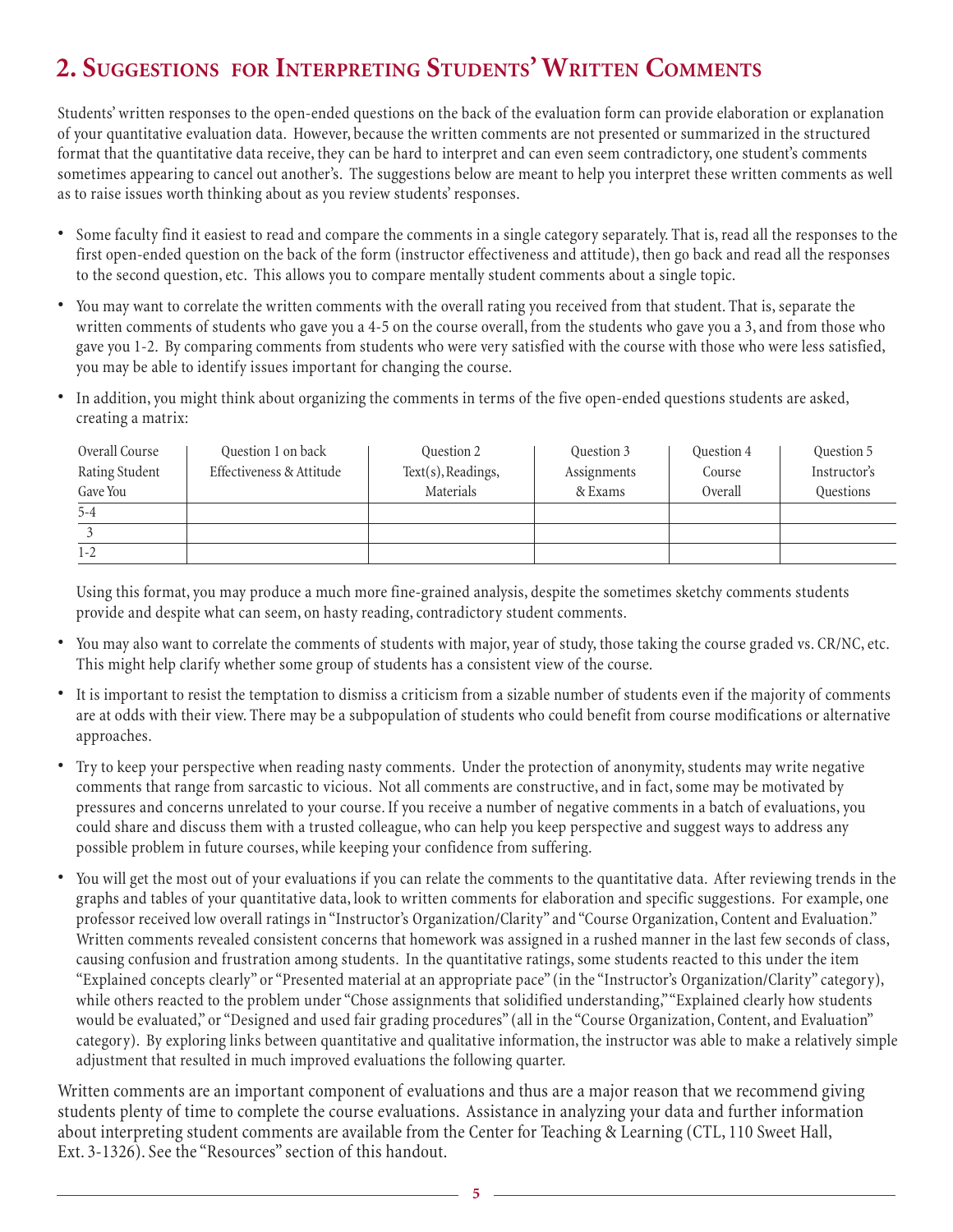## 2. Suggestions for Interpreting Students' Written Comments

Students' written responses to the open-ended questions on the back of the evaluation form can provide elaboration or explanation of your quantitative evaluation data. However, because the written comments are not presented or summarized in the structured format that the quantitative data receive, they can be hard to interpret and can even seem contradictory, one student's comments sometimes appearing to cancel out another's. The suggestions below are meant to help you interpret these written comments as well as to raise issues worth thinking about as you review students' responses.

- Some faculty find it easiest to read and compare the comments in a single category separately. That is, read all the responses to the first open-ended question on the back of the form (instructor effectiveness and attitude), then go back and read all the responses to the second question, etc. This allows you to compare mentally student comments about a single topic.

- You may want to correlate the written comments with the overall rating you received from that student. That is, separate the written comments of students who gave you a 4-5 on the course overall, from the students who gave you a 3, and from those who gave you 1-2. By comparing comments from students who were very satisfied with the course with those who were less satisfied, you may be able to identify issues important for changing the course.

- In addition, you might think about organizing the comments in terms of the five open-ended questions students are asked, creating a matrix:

| Overall Course Rating Student Gave You | Question 1 on back Effectiveness & Attitude | Question 2 Text(s), Readings, Materials | Question 3 Assignments & Exams | Question 4 Course Overall | Question 5 Instructor's Questions |
|---|---|---|---|---|---|
| 5-4 | | | | | |
| 3 | | | | | |
| 1-2 | | | | | |

  Using this format, you may produce a much more fine-grained analysis, despite the sometimes sketchy comments students provide and despite what can seem, on hasty reading, contradictory student comments.

- You may also want to correlate the comments of students with major, year of study, those taking the course graded vs. CR/NC, etc. This might help clarify whether some group of students has a consistent view of the course.

- It is important to resist the temptation to dismiss a criticism from a sizable number of students even if the majority of comments are at odds with their view. There may be a subpopulation of students who could benefit from course modifications or alternative approaches.

- Try to keep your perspective when reading nasty comments. Under the protection of anonymity, students may write negative comments that range from sarcastic to vicious. Not all comments are constructive, and in fact, some may be motivated by pressures and concerns unrelated to your course. If you receive a number of negative comments in a batch of evaluations, you could share and discuss them with a trusted colleague, who can help you keep perspective and suggest ways to address any possible problem in future courses, while keeping your confidence from suffering.

- You will get the most out of your evaluations if you can relate the comments to the quantitative data. After reviewing trends in the graphs and tables of your quantitative data, look to written comments for elaboration and specific suggestions. For example, one professor received low overall ratings in "Instructor's Organization/Clarity" and "Course Organization, Content and Evaluation." Written comments revealed consistent concerns that homework was assigned in a rushed manner in the last few seconds of class, causing confusion and frustration among students. In the quantitative ratings, some students reacted to this under the item "Explained concepts clearly" or "Presented material at an appropriate pace" (in the "Instructor's Organization/Clarity" category), while others reacted to the problem under "Chose assignments that solidified understanding," "Explained clearly how students would be evaluated," or "Designed and used fair grading procedures" (all in the "Course Organization, Content, and Evaluation" category). By exploring links between quantitative and qualitative information, the instructor was able to make a relatively simple adjustment that resulted in much improved evaluations the following quarter.

Written comments are an important component of evaluations and thus are a major reason that we recommend giving students plenty of time to complete the course evaluations. Assistance in analyzing your data and further information about interpreting student comments are available from the Center for Teaching & Learning (CTL, 110 Sweet Hall, Ext. 3-1326). See the "Resources" section of this handout.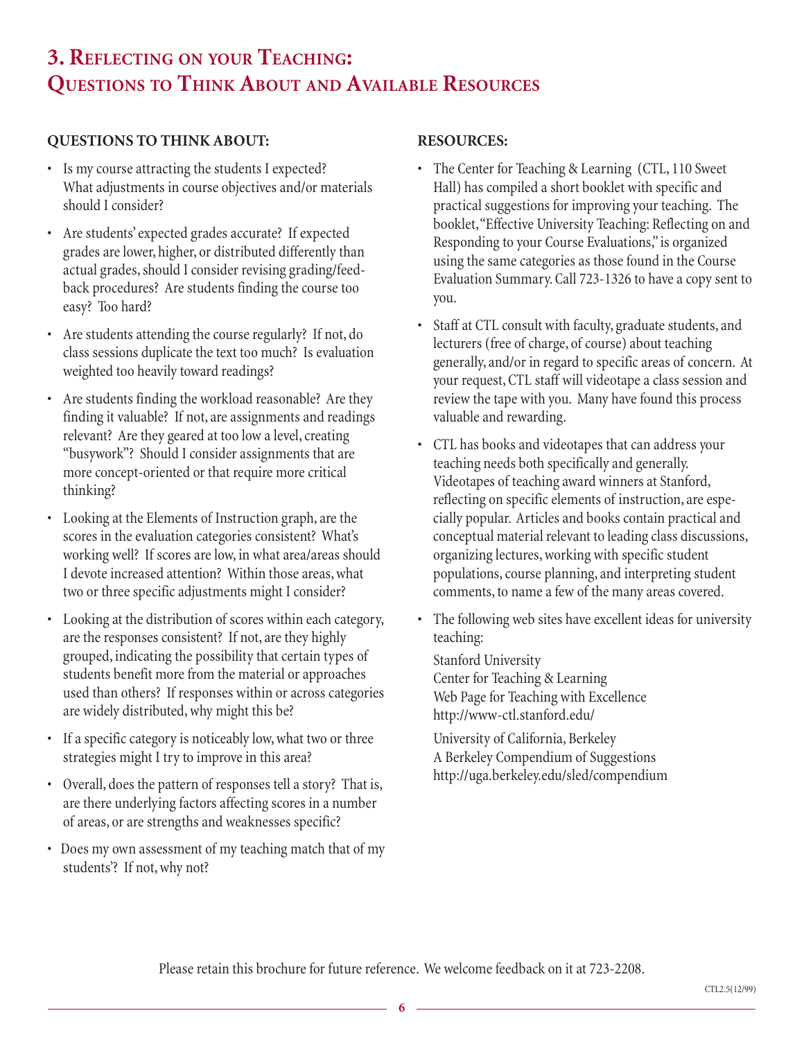# 3. Reflecting on your Teaching: Questions to Think About and Available Resources

## QUESTIONS TO THINK ABOUT:

- Is my course attracting the students I expected? What adjustments in course objectives and/or materials should I consider?
- Are students' expected grades accurate? If expected grades are lower, higher, or distributed differently than actual grades, should I consider revising grading/feedback procedures? Are students finding the course too easy? Too hard?
- Are students attending the course regularly? If not, do class sessions duplicate the text too much? Is evaluation weighted too heavily toward readings?
- Are students finding the workload reasonable? Are they finding it valuable? If not, are assignments and readings relevant? Are they geared at too low a level, creating "busywork"? Should I consider assignments that are more concept-oriented or that require more critical thinking?
- Looking at the Elements of Instruction graph, are the scores in the evaluation categories consistent? What's working well? If scores are low, in what area/areas should I devote increased attention? Within those areas, what two or three specific adjustments might I consider?
- Looking at the distribution of scores within each category, are the responses consistent? If not, are they highly grouped, indicating the possibility that certain types of students benefit more from the material or approaches used than others? If responses within or across categories are widely distributed, why might this be?
- If a specific category is noticeably low, what two or three strategies might I try to improve in this area?
- Overall, does the pattern of responses tell a story? That is, are there underlying factors affecting scores in a number of areas, or are strengths and weaknesses specific?
- Does my own assessment of my teaching match that of my students'? If not, why not?

## RESOURCES:

- The Center for Teaching & Learning (CTL, 110 Sweet Hall) has compiled a short booklet with specific and practical suggestions for improving your teaching. The booklet, "Effective University Teaching: Reflecting on and Responding to your Course Evaluations," is organized using the same categories as those found in the Course Evaluation Summary. Call 723-1326 to have a copy sent to you.
- Staff at CTL consult with faculty, graduate students, and lecturers (free of charge, of course) about teaching generally, and/or in regard to specific areas of concern. At your request, CTL staff will videotape a class session and review the tape with you. Many have found this process valuable and rewarding.
- CTL has books and videotapes that can address your teaching needs both specifically and generally. Videotapes of teaching award winners at Stanford, reflecting on specific elements of instruction, are especially popular. Articles and books contain practical and conceptual material relevant to leading class discussions, organizing lectures, working with specific student populations, course planning, and interpreting student comments, to name a few of the many areas covered.
- The following web sites have excellent ideas for university teaching:

  Stanford University
  Center for Teaching & Learning
  Web Page for Teaching with Excellence
  http://www-ctl.stanford.edu/

  University of California, Berkeley
  A Berkeley Compendium of Suggestions
  http://uga.berkeley.edu/sled/compendium

Please retain this brochure for future reference. We welcome feedback on it at 723-2208.

CTL2.5(12/99)